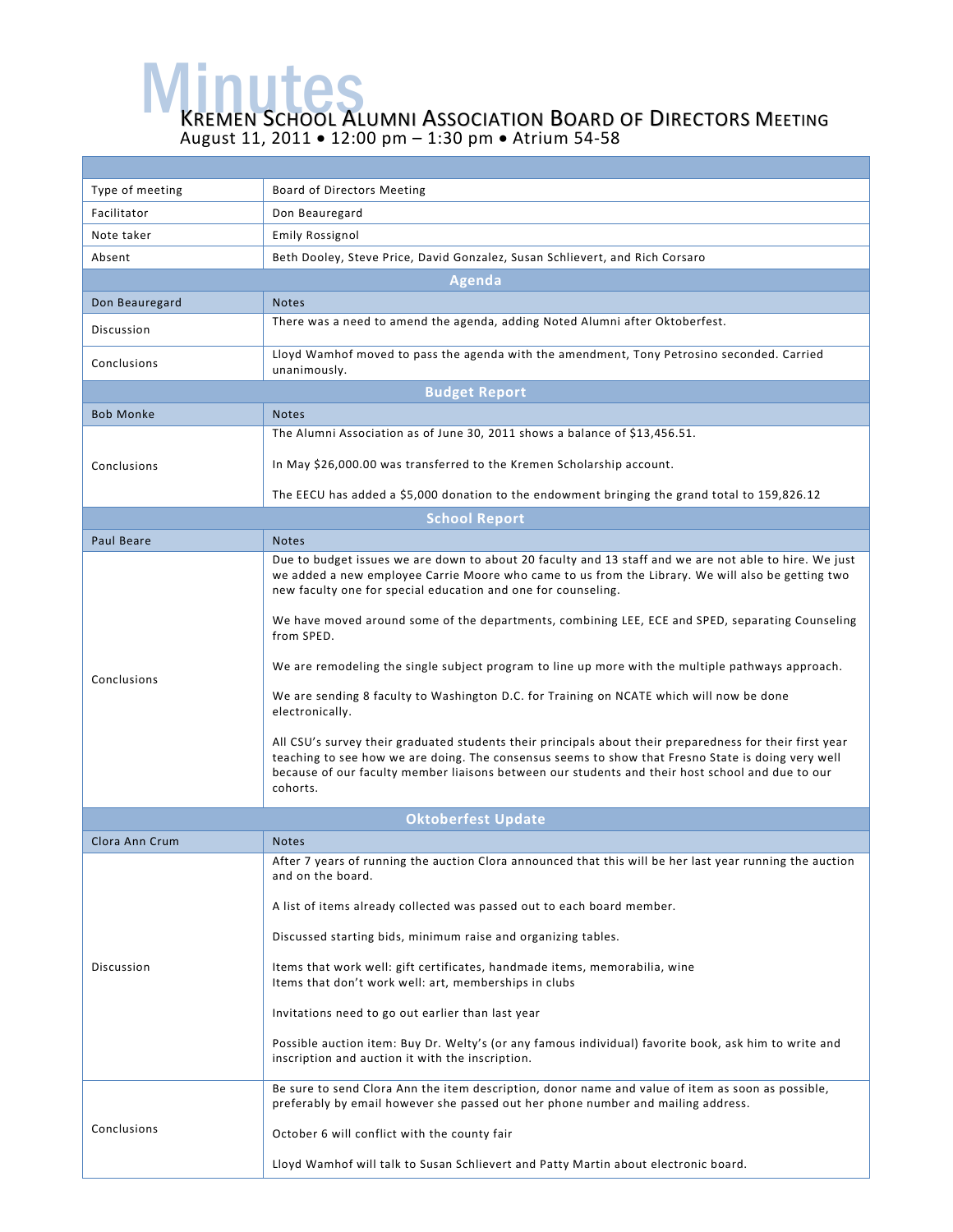# Minutes

## Kremen School Alumni Association Board of Directors Meeting

August 11, 2011 • 12:00 pm – 1:30 pm • Atrium 54-58

| | |
|---|---|
| Type of meeting | Board of Directors Meeting |
| Facilitator | Don Beauregard |
| Note taker | Emily Rossignol |
| Absent | Beth Dooley, Steve Price, David Gonzalez, Susan Schlievert, and Rich Corsaro |

### Agenda

| Don Beauregard | Notes |
|---|---|
| Discussion | There was a need to amend the agenda, adding Noted Alumni after Oktoberfest. |
| Conclusions | Lloyd Wamhof moved to pass the agenda with the amendment, Tony Petrosino seconded. Carried unanimously. |

### Budget Report

| Bob Monke | Notes |
|---|---|
| Conclusions | The Alumni Association as of June 30, 2011 shows a balance of $13,456.51.<br><br>In May $26,000.00 was transferred to the Kremen Scholarship account.<br><br>The EECU has added a $5,000 donation to the endowment bringing the grand total to 159,826.12 |

### School Report

| Paul Beare | Notes |
|---|---|
| Conclusions | Due to budget issues we are down to about 20 faculty and 13 staff and we are not able to hire. We just we added a new employee Carrie Moore who came to us from the Library. We will also be getting two new faculty one for special education and one for counseling.<br><br>We have moved around some of the departments, combining LEE, ECE and SPED, separating Counseling from SPED.<br><br>We are remodeling the single subject program to line up more with the multiple pathways approach.<br><br>We are sending 8 faculty to Washington D.C. for Training on NCATE which will now be done electronically.<br><br>All CSU's survey their graduated students their principals about their preparedness for their first year teaching to see how we are doing. The consensus seems to show that Fresno State is doing very well because of our faculty member liaisons between our students and their host school and due to our cohorts. |

### Oktoberfest Update

| Clora Ann Crum | Notes |
|---|---|
| Discussion | After 7 years of running the auction Clora announced that this will be her last year running the auction and on the board.<br><br>A list of items already collected was passed out to each board member.<br><br>Discussed starting bids, minimum raise and organizing tables.<br><br>Items that work well: gift certificates, handmade items, memorabilia, wine<br>Items that don't work well: art, memberships in clubs<br><br>Invitations need to go out earlier than last year<br><br>Possible auction item: Buy Dr. Welty's (or any famous individual) favorite book, ask him to write and inscription and auction it with the inscription. |
| Conclusions | Be sure to send Clora Ann the item description, donor name and value of item as soon as possible, preferably by email however she passed out her phone number and mailing address.<br><br>October 6 will conflict with the county fair<br><br>Lloyd Wamhof will talk to Susan Schlievert and Patty Martin about electronic board. |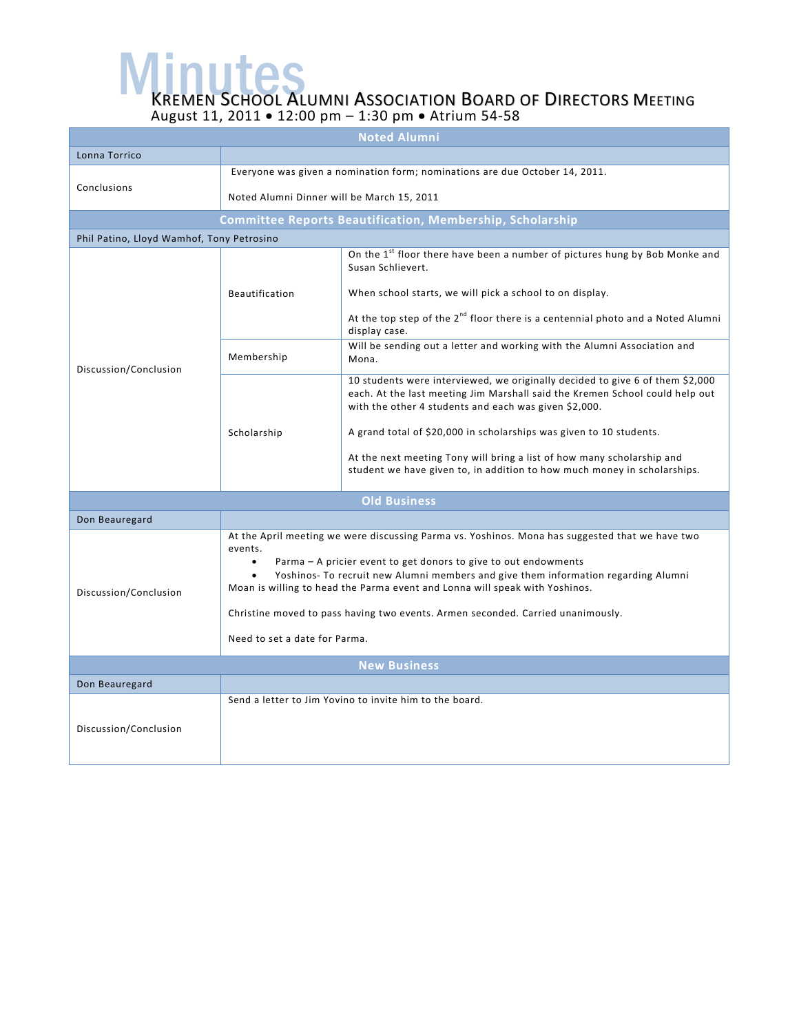# Minutes

## Kremen School Alumni Association Board of Directors Meeting

August 11, 2011 • 12:00 pm – 1:30 pm • Atrium 54-58

| | | |
|---|---|---|
| **Noted Alumni** | | |
| Lonna Torrico | | |
| Conclusions | Everyone was given a nomination form; nominations are due October 14, 2011.<br><br>Noted Alumni Dinner will be March 15, 2011 | |
| **Committee Reports Beautification, Membership, Scholarship** | | |
| Phil Patino, Lloyd Wamhof, Tony Petrosino | | |
| Discussion/Conclusion | Beautification | On the 1st floor there have been a number of pictures hung by Bob Monke and Susan Schlievert.<br><br>When school starts, we will pick a school to on display.<br><br>At the top step of the 2nd floor there is a centennial photo and a Noted Alumni display case. |
| | Membership | Will be sending out a letter and working with the Alumni Association and Mona. |
| | Scholarship | 10 students were interviewed, we originally decided to give 6 of them $2,000 each. At the last meeting Jim Marshall said the Kremen School could help out with the other 4 students and each was given $2,000.<br><br>A grand total of $20,000 in scholarships was given to 10 students.<br><br>At the next meeting Tony will bring a list of how many scholarship and student we have given to, in addition to how much money in scholarships. |
| **Old Business** | | |
| Don Beauregard | | |
| Discussion/Conclusion | At the April meeting we were discussing Parma vs. Yoshinos. Mona has suggested that we have two events.<br>• Parma – A pricier event to get donors to give to out endowments<br>• Yoshinos- To recruit new Alumni members and give them information regarding Alumni<br>Moan is willing to head the Parma event and Lonna will speak with Yoshinos.<br><br>Christine moved to pass having two events. Armen seconded. Carried unanimously.<br><br>Need to set a date for Parma. | |
| **New Business** | | |
| Don Beauregard | | |
| Discussion/Conclusion | Send a letter to Jim Yovino to invite him to the board. | |